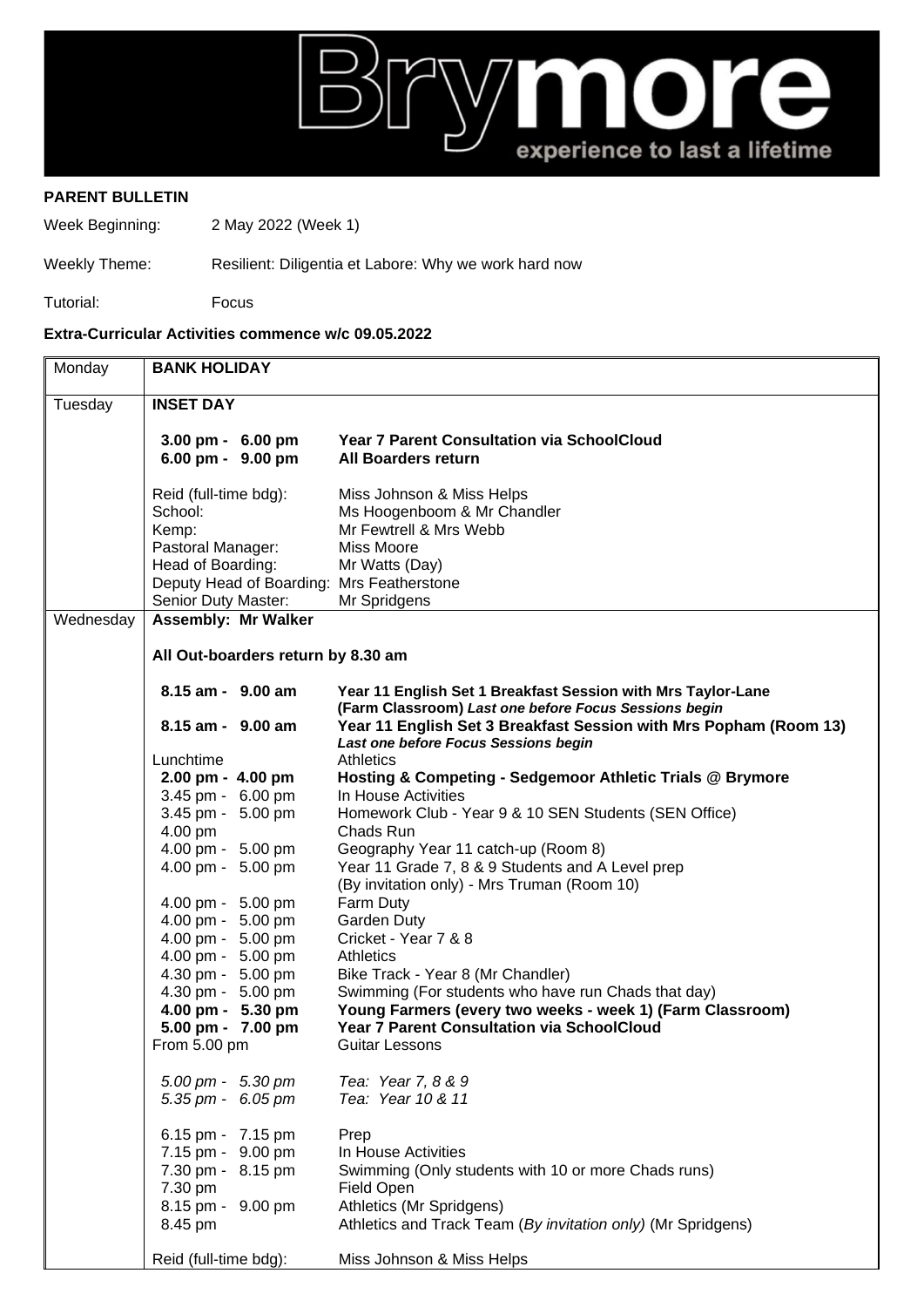# Brymore

experience to last a lifetime

**PARENT BULLETIN**

Week Beginning: 2 May 2022 (Week 1)

Weekly Theme: Resilient: Diligentia et Labore: Why we work hard now

Tutorial: Focus

**Extra-Curricular Activities commence w/c 09.05.2022**

| Day | Details | |
|---|---|---|
| Monday | **BANK HOLIDAY** | |
| Tuesday | **INSET DAY** | |
| | **3.00 pm - 6.00 pm** | **Year 7 Parent Consultation via SchoolCloud** |
| | **6.00 pm - 9.00 pm** | **All Boarders return** |
| | Reid (full-time bdg): | Miss Johnson & Miss Helps |
| | School: | Ms Hoogenboom & Mr Chandler |
| | Kemp: | Mr Fewtrell & Mrs Webb |
| | Pastoral Manager: | Miss Moore |
| | Head of Boarding: | Mr Watts (Day) |
| | Deputy Head of Boarding: | Mrs Featherstone |
| | Senior Duty Master: | Mr Spridgens |
| Wednesday | **Assembly: Mr Walker** | |
| | **All Out-boarders return by 8.30 am** | |
| | **8.15 am - 9.00 am** | **Year 11 English Set 1 Breakfast Session with Mrs Taylor-Lane (Farm Classroom)** ***Last one before Focus Sessions begin*** |
| | **8.15 am - 9.00 am** | **Year 11 English Set 3 Breakfast Session with Mrs Popham (Room 13)** ***Last one before Focus Sessions begin*** |
| | Lunchtime | Athletics |
| | **2.00 pm - 4.00 pm** | **Hosting & Competing - Sedgemoor Athletic Trials @ Brymore** |
| | 3.45 pm - 6.00 pm | In House Activities |
| | 3.45 pm - 5.00 pm | Homework Club - Year 9 & 10 SEN Students (SEN Office) |
| | 4.00 pm | Chads Run |
| | 4.00 pm - 5.00 pm | Geography Year 11 catch-up (Room 8) |
| | 4.00 pm - 5.00 pm | Year 11 Grade 7, 8 & 9 Students and A Level prep (By invitation only) - Mrs Truman (Room 10) |
| | 4.00 pm - 5.00 pm | Farm Duty |
| | 4.00 pm - 5.00 pm | Garden Duty |
| | 4.00 pm - 5.00 pm | Cricket - Year 7 & 8 |
| | 4.00 pm - 5.00 pm | Athletics |
| | 4.30 pm - 5.00 pm | Bike Track - Year 8 (Mr Chandler) |
| | 4.30 pm - 5.00 pm | Swimming (For students who have run Chads that day) |
| | **4.00 pm - 5.30 pm** | **Young Farmers (every two weeks - week 1) (Farm Classroom)** |
| | **5.00 pm - 7.00 pm** | **Year 7 Parent Consultation via SchoolCloud** |
| | From 5.00 pm | Guitar Lessons |
| | *5.00 pm - 5.30 pm* | *Tea: Year 7, 8 & 9* |
| | *5.35 pm - 6.05 pm* | *Tea: Year 10 & 11* |
| | 6.15 pm - 7.15 pm | Prep |
| | 7.15 pm - 9.00 pm | In House Activities |
| | 7.30 pm - 8.15 pm | Swimming (Only students with 10 or more Chads runs) |
| | 7.30 pm | Field Open |
| | 8.15 pm - 9.00 pm | Athletics (Mr Spridgens) |
| | 8.45 pm | Athletics and Track Team (*By invitation only*) (Mr Spridgens) |
| | Reid (full-time bdg): | Miss Johnson & Miss Helps |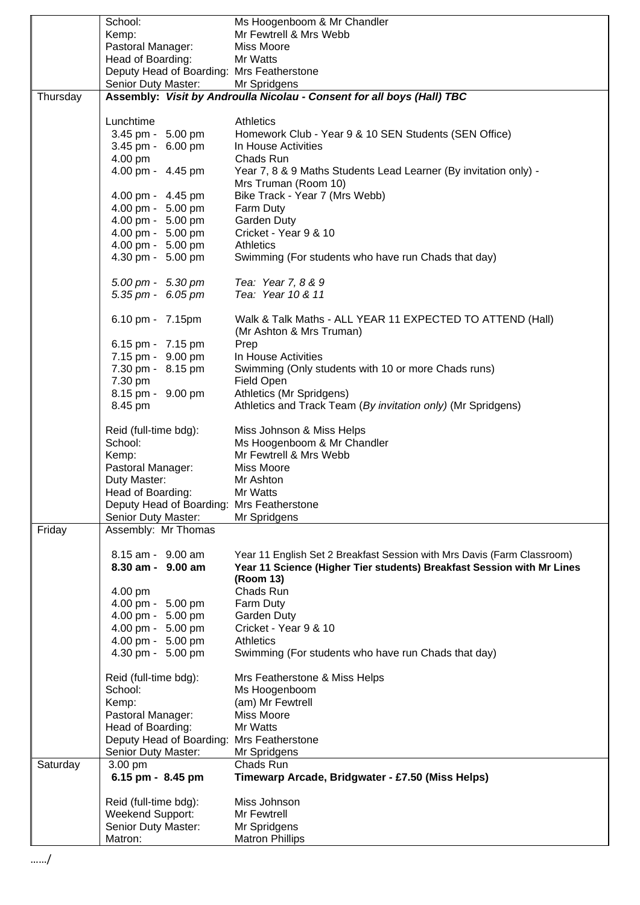| | | |
|---|---|---|
| | School: | Ms Hoogenboom & Mr Chandler |
| | Kemp: | Mr Fewtrell & Mrs Webb |
| | Pastoral Manager: | Miss Moore |
| | Head of Boarding: | Mr Watts |
| | Deputy Head of Boarding: | Mrs Featherstone |
| | Senior Duty Master: | Mr Spridgens |
| Thursday | **Assembly:** ***Visit by Androulla Nicolau - Consent for all boys (Hall) TBC*** | |
| | Lunchtime | Athletics |
| | 3.45 pm - 5.00 pm | Homework Club - Year 9 & 10 SEN Students (SEN Office) |
| | 3.45 pm - 6.00 pm | In House Activities |
| | 4.00 pm | Chads Run |
| | 4.00 pm - 4.45 pm | Year 7, 8 & 9 Maths Students Lead Learner (By invitation only) - Mrs Truman (Room 10) |
| | 4.00 pm - 4.45 pm | Bike Track - Year 7 (Mrs Webb) |
| | 4.00 pm - 5.00 pm | Farm Duty |
| | 4.00 pm - 5.00 pm | Garden Duty |
| | 4.00 pm - 5.00 pm | Cricket - Year 9 & 10 |
| | 4.00 pm - 5.00 pm | Athletics |
| | 4.30 pm - 5.00 pm | Swimming (For students who have run Chads that day) |
| | *5.00 pm - 5.30 pm* | *Tea: Year 7, 8 & 9* |
| | *5.35 pm - 6.05 pm* | *Tea: Year 10 & 11* |
| | 6.10 pm - 7.15pm | Walk & Talk Maths - ALL YEAR 11 EXPECTED TO ATTEND (Hall) (Mr Ashton & Mrs Truman) |
| | 6.15 pm - 7.15 pm | Prep |
| | 7.15 pm - 9.00 pm | In House Activities |
| | 7.30 pm - 8.15 pm | Swimming (Only students with 10 or more Chads runs) |
| | 7.30 pm | Field Open |
| | 8.15 pm - 9.00 pm | Athletics (Mr Spridgens) |
| | 8.45 pm | Athletics and Track Team (*By invitation only*) (Mr Spridgens) |
| | Reid (full-time bdg): | Miss Johnson & Miss Helps |
| | School: | Ms Hoogenboom & Mr Chandler |
| | Kemp: | Mr Fewtrell & Mrs Webb |
| | Pastoral Manager: | Miss Moore |
| | Duty Master: | Mr Ashton |
| | Head of Boarding: | Mr Watts |
| | Deputy Head of Boarding: | Mrs Featherstone |
| | Senior Duty Master: | Mr Spridgens |
| Friday | Assembly: Mr Thomas | |
| | 8.15 am - 9.00 am | Year 11 English Set 2 Breakfast Session with Mrs Davis (Farm Classroom) |
| | **8.30 am - 9.00 am** | **Year 11 Science (Higher Tier students) Breakfast Session with Mr Lines (Room 13)** |
| | 4.00 pm | Chads Run |
| | 4.00 pm - 5.00 pm | Farm Duty |
| | 4.00 pm - 5.00 pm | Garden Duty |
| | 4.00 pm - 5.00 pm | Cricket - Year 9 & 10 |
| | 4.00 pm - 5.00 pm | Athletics |
| | 4.30 pm - 5.00 pm | Swimming (For students who have run Chads that day) |
| | Reid (full-time bdg): | Mrs Featherstone & Miss Helps |
| | School: | Ms Hoogenboom |
| | Kemp: | (am) Mr Fewtrell |
| | Pastoral Manager: | Miss Moore |
| | Head of Boarding: | Mr Watts |
| | Deputy Head of Boarding: | Mrs Featherstone |
| | Senior Duty Master: | Mr Spridgens |
| Saturday | 3.00 pm | Chads Run |
| | **6.15 pm - 8.45 pm** | **Timewarp Arcade, Bridgwater - £7.50 (Miss Helps)** |
| | Reid (full-time bdg): | Miss Johnson |
| | Weekend Support: | Mr Fewtrell |
| | Senior Duty Master: | Mr Spridgens |
| | Matron: | Matron Phillips |

……/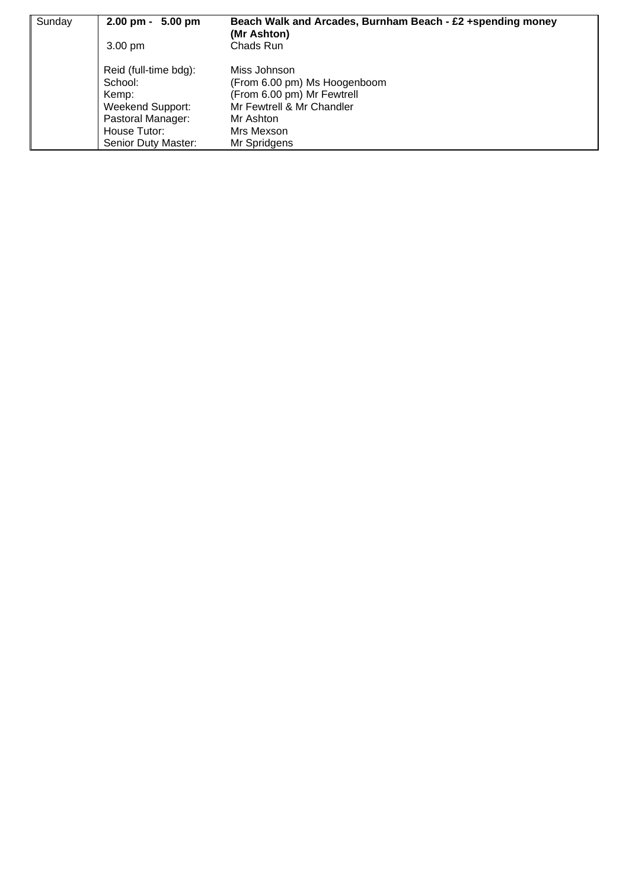| | | |
|---|---|---|
| Sunday | **2.00 pm - 5.00 pm** | **Beach Walk and Arcades, Burnham Beach - £2 +spending money (Mr Ashton)** |
| | 3.00 pm | Chads Run |
| | Reid (full-time bdg): | Miss Johnson |
| | School: | (From 6.00 pm) Ms Hoogenboom |
| | Kemp: | (From 6.00 pm) Mr Fewtrell |
| | Weekend Support: | Mr Fewtrell & Mr Chandler |
| | Pastoral Manager: | Mr Ashton |
| | House Tutor: | Mrs Mexson |
| | Senior Duty Master: | Mr Spridgens |